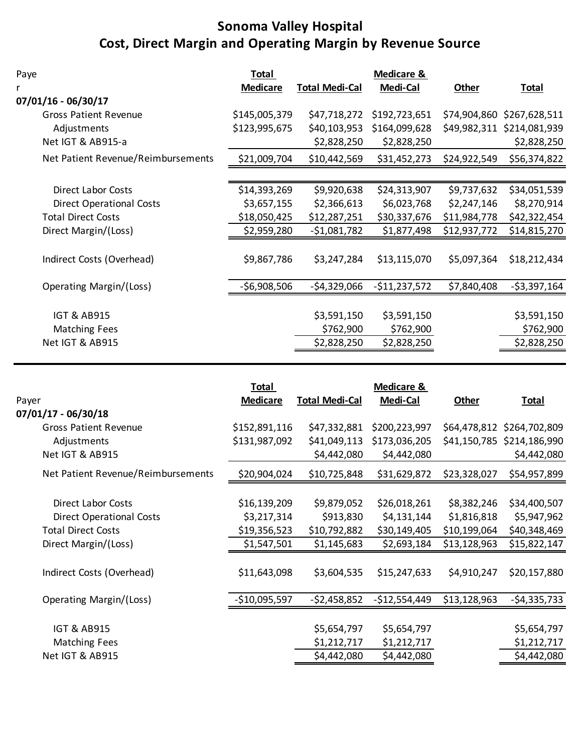# Sonoma Valley Hospital
## Cost, Direct Margin and Operating Margin by Revenue Source

| Paye r | Total Medicare | Total Medi-Cal | Medicare & Medi-Cal | Other | Total |
|---|---|---|---|---|---|
| **07/01/16 - 06/30/17** | | | | | |
| Gross Patient Revenue | $145,005,379 | $47,718,272 | $192,723,651 | $74,904,860 | $267,628,511 |
| Adjustments | $123,995,675 | $40,103,953 | $164,099,628 | $49,982,311 | $214,081,939 |
| Net IGT & AB915-a | | $2,828,250 | $2,828,250 | | $2,828,250 |
| Net Patient Revenue/Reimbursements | $21,009,704 | $10,442,569 | $31,452,273 | $24,922,549 | $56,374,822 |
| Direct Labor Costs | $14,393,269 | $9,920,638 | $24,313,907 | $9,737,632 | $34,051,539 |
| Direct Operational Costs | $3,657,155 | $2,366,613 | $6,023,768 | $2,247,146 | $8,270,914 |
| Total Direct Costs | $18,050,425 | $12,287,251 | $30,337,676 | $11,984,778 | $42,322,454 |
| Direct Margin/(Loss) | $2,959,280 | -$1,081,782 | $1,877,498 | $12,937,772 | $14,815,270 |
| Indirect Costs (Overhead) | $9,867,786 | $3,247,284 | $13,115,070 | $5,097,364 | $18,212,434 |
| Operating Margin/(Loss) | -$6,908,506 | -$4,329,066 | -$11,237,572 | $7,840,408 | -$3,397,164 |
| IGT & AB915 | | $3,591,150 | $3,591,150 | | $3,591,150 |
| Matching Fees | | $762,900 | $762,900 | | $762,900 |
| Net IGT & AB915 | | $2,828,250 | $2,828,250 | | $2,828,250 |

| Payer | Total Medicare | Total Medi-Cal | Medicare & Medi-Cal | Other | Total |
|---|---|---|---|---|---|
| **07/01/17 - 06/30/18** | | | | | |
| Gross Patient Revenue | $152,891,116 | $47,332,881 | $200,223,997 | $64,478,812 | $264,702,809 |
| Adjustments | $131,987,092 | $41,049,113 | $173,036,205 | $41,150,785 | $214,186,990 |
| Net IGT & AB915 | | $4,442,080 | $4,442,080 | | $4,442,080 |
| Net Patient Revenue/Reimbursements | $20,904,024 | $10,725,848 | $31,629,872 | $23,328,027 | $54,957,899 |
| Direct Labor Costs | $16,139,209 | $9,879,052 | $26,018,261 | $8,382,246 | $34,400,507 |
| Direct Operational Costs | $3,217,314 | $913,830 | $4,131,144 | $1,816,818 | $5,947,962 |
| Total Direct Costs | $19,356,523 | $10,792,882 | $30,149,405 | $10,199,064 | $40,348,469 |
| Direct Margin/(Loss) | $1,547,501 | $1,145,683 | $2,693,184 | $13,128,963 | $15,822,147 |
| Indirect Costs (Overhead) | $11,643,098 | $3,604,535 | $15,247,633 | $4,910,247 | $20,157,880 |
| Operating Margin/(Loss) | -$10,095,597 | -$2,458,852 | -$12,554,449 | $13,128,963 | -$4,335,733 |
| IGT & AB915 | | $5,654,797 | $5,654,797 | | $5,654,797 |
| Matching Fees | | $1,212,717 | $1,212,717 | | $1,212,717 |
| Net IGT & AB915 | | $4,442,080 | $4,442,080 | | $4,442,080 |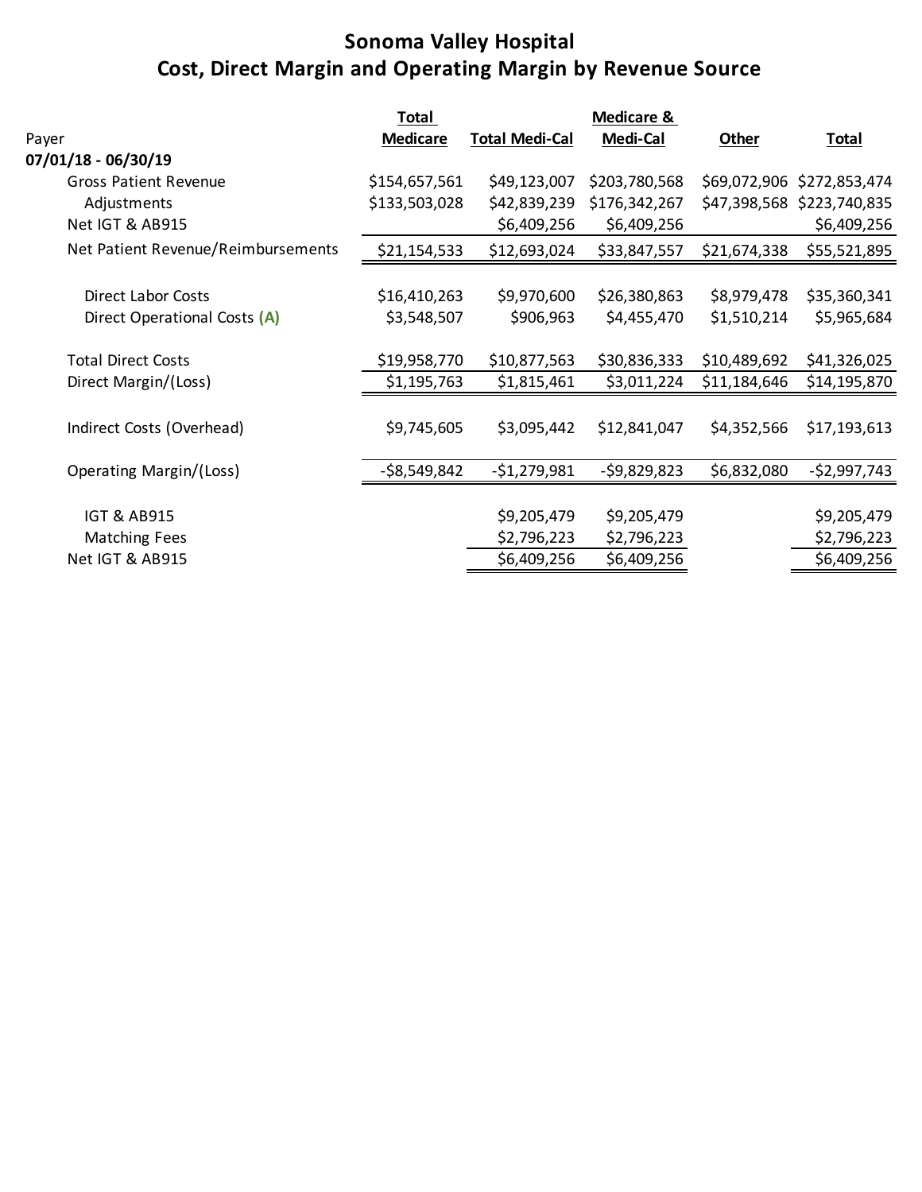# Sonoma Valley Hospital
## Cost, Direct Margin and Operating Margin by Revenue Source

| Payer | Total Medicare | Total Medi-Cal | Medicare & Medi-Cal | Other | Total |
|---|---|---|---|---|---|
| **07/01/18 - 06/30/19** | | | | | |
| Gross Patient Revenue | $154,657,561 | $49,123,007 | $203,780,568 | $69,072,906 | $272,853,474 |
| Adjustments | $133,503,028 | $42,839,239 | $176,342,267 | $47,398,568 | $223,740,835 |
| Net IGT & AB915 | | $6,409,256 | $6,409,256 | | $6,409,256 |
| Net Patient Revenue/Reimbursements | $21,154,533 | $12,693,024 | $33,847,557 | $21,674,338 | $55,521,895 |
| | | | | | |
| Direct Labor Costs | $16,410,263 | $9,970,600 | $26,380,863 | $8,979,478 | $35,360,341 |
| Direct Operational Costs **(A)** | $3,548,507 | $906,963 | $4,455,470 | $1,510,214 | $5,965,684 |
| | | | | | |
| Total Direct Costs | $19,958,770 | $10,877,563 | $30,836,333 | $10,489,692 | $41,326,025 |
| Direct Margin/(Loss) | $1,195,763 | $1,815,461 | $3,011,224 | $11,184,646 | $14,195,870 |
| | | | | | |
| Indirect Costs (Overhead) | $9,745,605 | $3,095,442 | $12,841,047 | $4,352,566 | $17,193,613 |
| | | | | | |
| Operating Margin/(Loss) | -$8,549,842 | -$1,279,981 | -$9,829,823 | $6,832,080 | -$2,997,743 |
| | | | | | |
| IGT & AB915 | | $9,205,479 | $9,205,479 | | $9,205,479 |
| Matching Fees | | $2,796,223 | $2,796,223 | | $2,796,223 |
| Net IGT & AB915 | | $6,409,256 | $6,409,256 | | $6,409,256 |